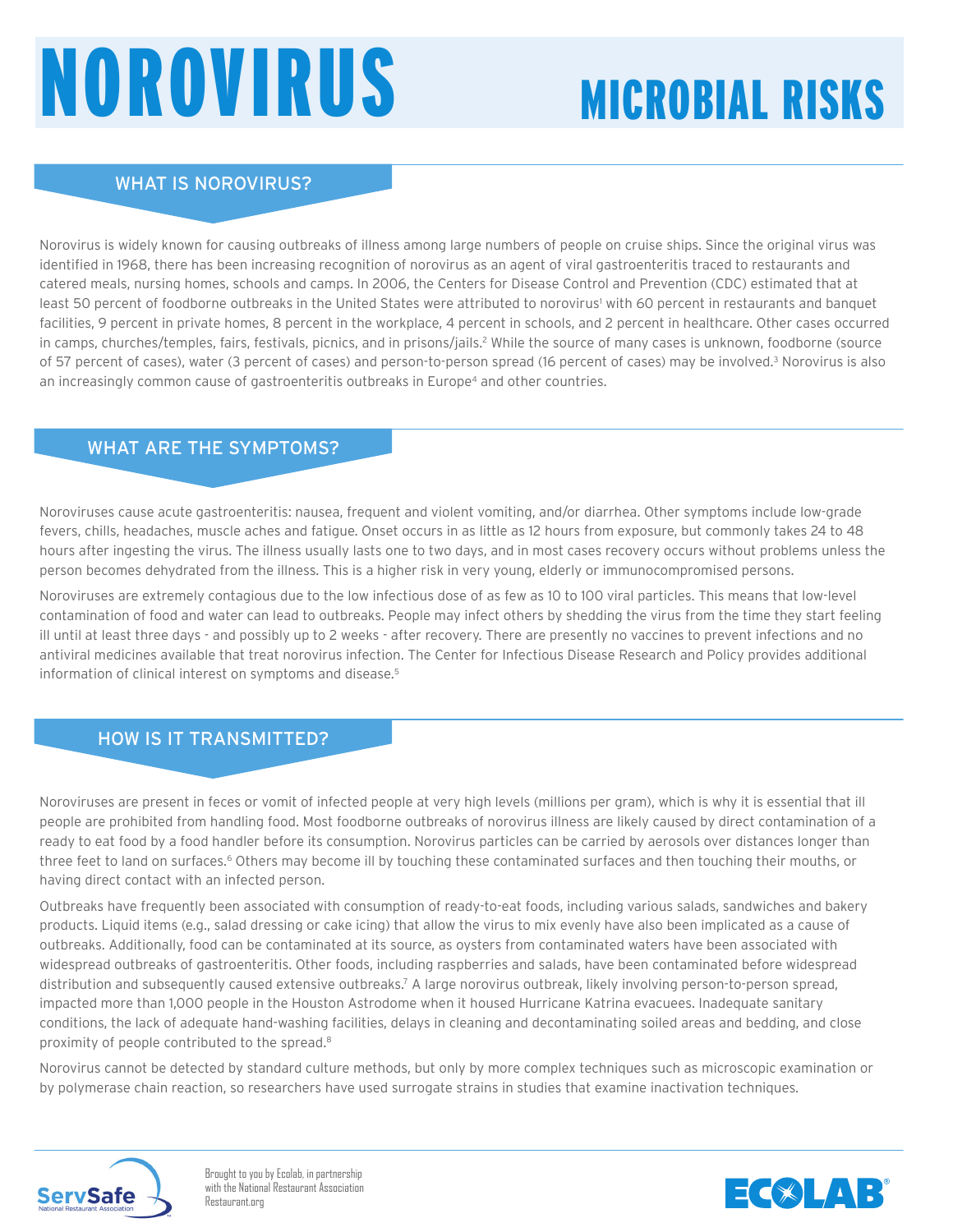# NOROVIRUS

## MICROBIAL RISKS

### WHAT IS NOROVIRUS?

Norovirus is widely known for causing outbreaks of illness among large numbers of people on cruise ships. Since the original virus was identified in 1968, there has been increasing recognition of norovirus as an agent of viral gastroenteritis traced to restaurants and catered meals, nursing homes, schools and camps. In 2006, the Centers for Disease Control and Prevention (CDC) estimated that at least 50 percent of foodborne outbreaks in the United States were attributed to norovirus[1] with 60 percent in restaurants and banquet facilities, 9 percent in private homes, 8 percent in the workplace, 4 percent in schools, and 2 percent in healthcare. Other cases occurred in camps, churches/temples, fairs, festivals, picnics, and in prisons/jails.[2] While the source of many cases is unknown, foodborne (source of 57 percent of cases), water (3 percent of cases) and person-to-person spread (16 percent of cases) may be involved.[3] Norovirus is also an increasingly common cause of gastroenteritis outbreaks in Europe[4] and other countries.

### WHAT ARE THE SYMPTOMS?

Noroviruses cause acute gastroenteritis: nausea, frequent and violent vomiting, and/or diarrhea. Other symptoms include low-grade fevers, chills, headaches, muscle aches and fatigue. Onset occurs in as little as 12 hours from exposure, but commonly takes 24 to 48 hours after ingesting the virus. The illness usually lasts one to two days, and in most cases recovery occurs without problems unless the person becomes dehydrated from the illness. This is a higher risk in very young, elderly or immunocompromised persons.

Noroviruses are extremely contagious due to the low infectious dose of as few as 10 to 100 viral particles. This means that low-level contamination of food and water can lead to outbreaks. People may infect others by shedding the virus from the time they start feeling ill until at least three days - and possibly up to 2 weeks - after recovery. There are presently no vaccines to prevent infections and no antiviral medicines available that treat norovirus infection. The Center for Infectious Disease Research and Policy provides additional information of clinical interest on symptoms and disease.[5]

### HOW IS IT TRANSMITTED?

Noroviruses are present in feces or vomit of infected people at very high levels (millions per gram), which is why it is essential that ill people are prohibited from handling food. Most foodborne outbreaks of norovirus illness are likely caused by direct contamination of a ready to eat food by a food handler before its consumption. Norovirus particles can be carried by aerosols over distances longer than three feet to land on surfaces.[6] Others may become ill by touching these contaminated surfaces and then touching their mouths, or having direct contact with an infected person.

Outbreaks have frequently been associated with consumption of ready-to-eat foods, including various salads, sandwiches and bakery products. Liquid items (e.g., salad dressing or cake icing) that allow the virus to mix evenly have also been implicated as a cause of outbreaks. Additionally, food can be contaminated at its source, as oysters from contaminated waters have been associated with widespread outbreaks of gastroenteritis. Other foods, including raspberries and salads, have been contaminated before widespread distribution and subsequently caused extensive outbreaks.[7] A large norovirus outbreak, likely involving person-to-person spread, impacted more than 1,000 people in the Houston Astrodome when it housed Hurricane Katrina evacuees. Inadequate sanitary conditions, the lack of adequate hand-washing facilities, delays in cleaning and decontaminating soiled areas and bedding, and close proximity of people contributed to the spread.[8]

Norovirus cannot be detected by standard culture methods, but only by more complex techniques such as microscopic examination or by polymerase chain reaction, so researchers have used surrogate strains in studies that examine inactivation techniques.

Brought to you by Ecolab, in partnership with the National Restaurant Association
Restaurant.org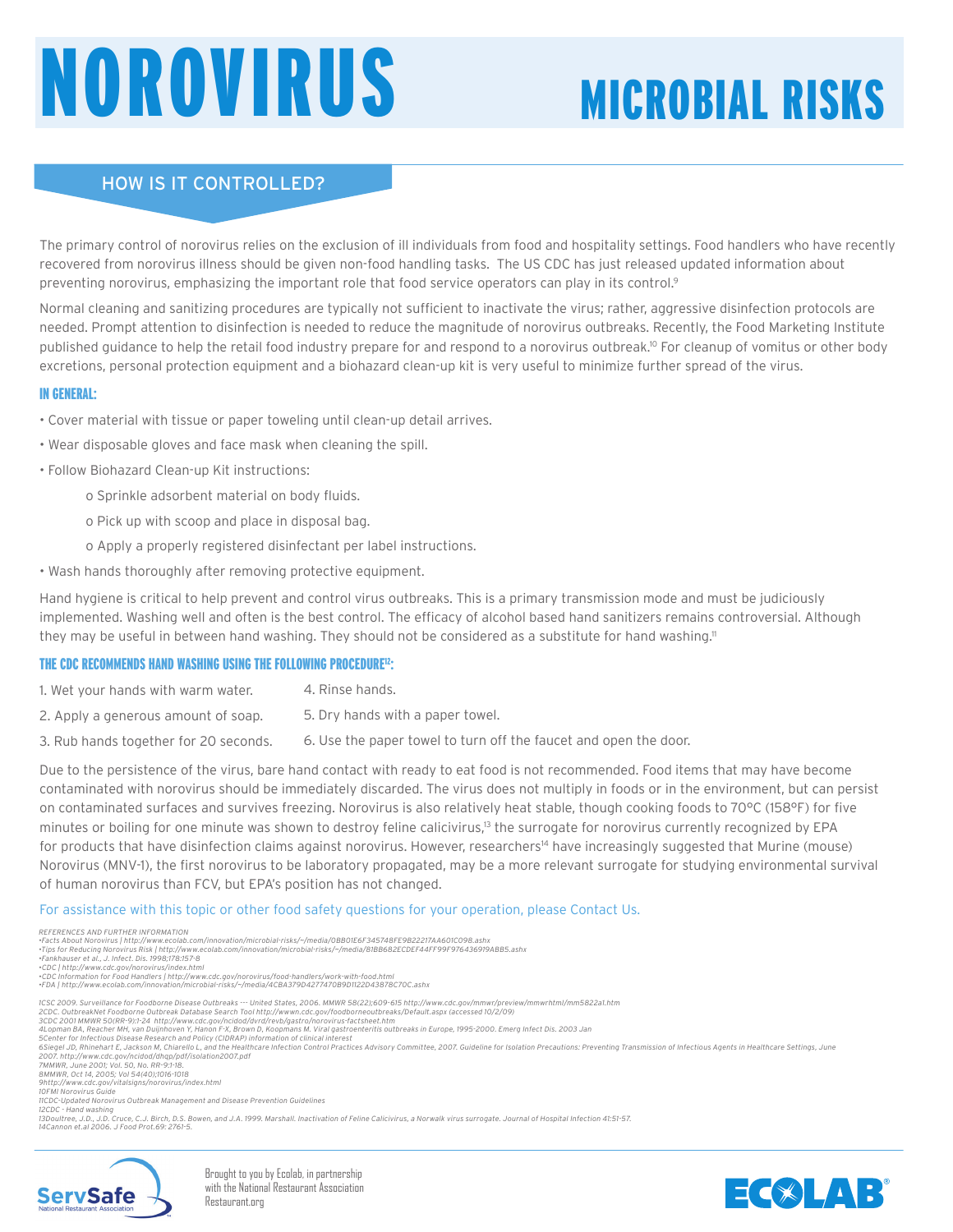# NOROVIRUS

## MICROBIAL RISKS

### HOW IS IT CONTROLLED?

The primary control of norovirus relies on the exclusion of ill individuals from food and hospitality settings. Food handlers who have recently recovered from norovirus illness should be given non-food handling tasks. The US CDC has just released updated information about preventing norovirus, emphasizing the important role that food service operators can play in its control.[9]

Normal cleaning and sanitizing procedures are typically not sufficient to inactivate the virus; rather, aggressive disinfection protocols are needed. Prompt attention to disinfection is needed to reduce the magnitude of norovirus outbreaks. Recently, the Food Marketing Institute published guidance to help the retail food industry prepare for and respond to a norovirus outbreak.[10] For cleanup of vomitus or other body excretions, personal protection equipment and a biohazard clean-up kit is very useful to minimize further spread of the virus.

#### IN GENERAL:

- Cover material with tissue or paper toweling until clean-up detail arrives.
- Wear disposable gloves and face mask when cleaning the spill.
- Follow Biohazard Clean-up Kit instructions:
    - o Sprinkle adsorbent material on body fluids.
    - o Pick up with scoop and place in disposal bag.
    - o Apply a properly registered disinfectant per label instructions.
- Wash hands thoroughly after removing protective equipment.

Hand hygiene is critical to help prevent and control virus outbreaks. This is a primary transmission mode and must be judiciously implemented. Washing well and often is the best control. The efficacy of alcohol based hand sanitizers remains controversial. Although they may be useful in between hand washing. They should not be considered as a substitute for hand washing.[11]

#### THE CDC RECOMMENDS HAND WASHING USING THE FOLLOWING PROCEDURE[12]:

1. Wet your hands with warm water.
2. Apply a generous amount of soap.
3. Rub hands together for 20 seconds.
4. Rinse hands.
5. Dry hands with a paper towel.
6. Use the paper towel to turn off the faucet and open the door.

Due to the persistence of the virus, bare hand contact with ready to eat food is not recommended. Food items that may have become contaminated with norovirus should be immediately discarded. The virus does not multiply in foods or in the environment, but can persist on contaminated surfaces and survives freezing. Norovirus is also relatively heat stable, though cooking foods to 70°C (158°F) for five minutes or boiling for one minute was shown to destroy feline calicivirus,[13] the surrogate for norovirus currently recognized by EPA for products that have disinfection claims against norovirus. However, researchers[14] have increasingly suggested that Murine (mouse) Norovirus (MNV-1), the first norovirus to be laboratory propagated, may be a more relevant surrogate for studying environmental survival of human norovirus than FCV, but EPA's position has not changed.

For assistance with this topic or other food safety questions for your operation, please Contact Us.

*REFERENCES AND FURTHER INFORMATION*
*•Facts About Norovirus | http://www.ecolab.com/innovation/microbial-risks/~/media/0BB01E6F345748FE9B22217AA601C098.ashx*
*•Tips for Reducing Norovirus Risk | http://www.ecolab.com/innovation/microbial-risks/~/media/81BB682ECDEF44FF99F976436919ABB5.ashx*
*•Fankhauser et al., J. Infect. Dis. 1998;178:157-8*
*•CDC | http://www.cdc.gov/norovirus/index.html*
*•CDC Information for Food Handlers | http://www.cdc.gov/norovirus/food-handlers/work-with-food.html*
*•FDA | http://www.ecolab.com/innovation/microbial-risks/~/media/4CBA379D4277470B9D1122D43878C70C.ashx*

*1CSC 2009. Surveillance for Foodborne Disease Outbreaks --- United States, 2006. MMWR 58(22);609-615 http://www.cdc.gov/mmwr/preview/mmwrhtml/mm5822a1.htm*
*2CDC. OutbreakNet Foodborne Outbreak Database Search Tool http://wwwn.cdc.gov/foodborneoutbreaks/Default.aspx (accessed 10/2/09)*
*3CDC 2001 MMWR 50(RR-9):1-24 http://www.cdc.gov/ncidod/dvrd/revb/gastro/norovirus-factsheet.htm*
*4Lopman BA, Reacher MH, van Duijnhoven Y, Hanon F-X, Brown D, Koopmans M. Viral gastroenteritis outbreaks in Europe, 1995-2000. Emerg Infect Dis. 2003 Jan*
*5Center for Infectious Disease Research and Policy (CIDRAP) information of clinical interest*
*6Siegel JD, Rhinehart E, Jackson M, Chiarello L, and the Healthcare Infection Control Practices Advisory Committee, 2007. Guideline for Isolation Precautions: Preventing Transmission of Infectious Agents in Healthcare Settings, June 2007. http://www.cdc.gov/ncidod/dhqp/pdf/isolation2007.pdf*
*7MMWR, June 2001; Vol. 50, No. RR-9:1-18.*
*8MMWR, Oct 14, 2005; Vol 54(40);1016-1018*
*9http://www.cdc.gov/vitalsigns/norovirus/index.html*
*10FMI Norovirus Guide*
*11CDC-Updated Norovirus Outbreak Management and Disease Prevention Guidelines*
*12CDC - Hand washing*
*13Doultree, J.D., J.D. Cruce, C.J. Birch, D.S. Bowen, and J.A. 1999. Marshall. Inactivation of Feline Calicivirus, a Norwalk virus surrogate. Journal of Hospital Infection 41:51-57.*
*14Cannon et.al 2006. J Food Prot.69: 2761-5.*

ServSafe National Restaurant Association

Brought to you by Ecolab, in partnership with the National Restaurant Association Restaurant.org

ECOLAB